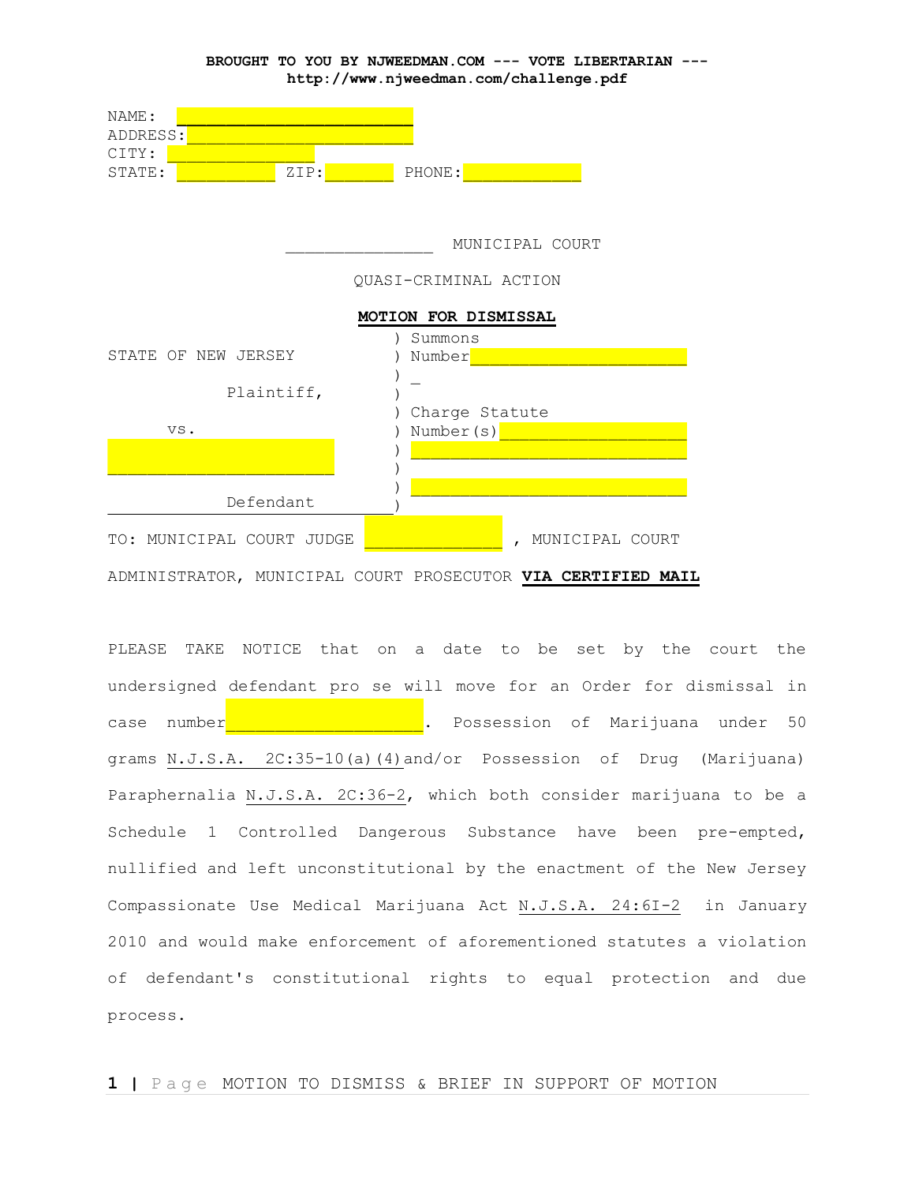**BROUGHT TO YOU BY NJWEEDMAN.COM --- VOTE LIBERTARIAN ---**
**http://www.njweedman.com/challenge.pdf**

NAME: ________________________
ADDRESS: ______________________
CITY: ______________
STATE: __________ ZIP: _______ PHONE: ____________

______________ MUNICIPAL COURT

QUASI-CRIMINAL ACTION

**MOTION FOR DISMISSAL**

| | |
|---|---|
| STATE OF NEW JERSEY | Summons Number ______________________ |
| Plaintiff, | _ |
| vs. | Charge Statute Number(s) __________________ |
| _______________________ | ____________________________ |
| Defendant | ____________________________ |

TO: MUNICIPAL COURT JUDGE _____________ , MUNICIPAL COURT ADMINISTRATOR, MUNICIPAL COURT PROSECUTOR **VIA CERTIFIED MAIL**

PLEASE TAKE NOTICE that on a date to be set by the court the undersigned defendant pro se will move for an Order for dismissal in case number____________________. Possession of Marijuana under 50 grams N.J.S.A. 2C:35-10(a)(4) and/or Possession of Drug (Marijuana) Paraphernalia N.J.S.A. 2C:36-2, which both consider marijuana to be a Schedule 1 Controlled Dangerous Substance have been pre-empted, nullified and left unconstitutional by the enactment of the New Jersey Compassionate Use Medical Marijuana Act N.J.S.A. 24:6I-2 in January 2010 and would make enforcement of aforementioned statutes a violation of defendant's constitutional rights to equal protection and due process.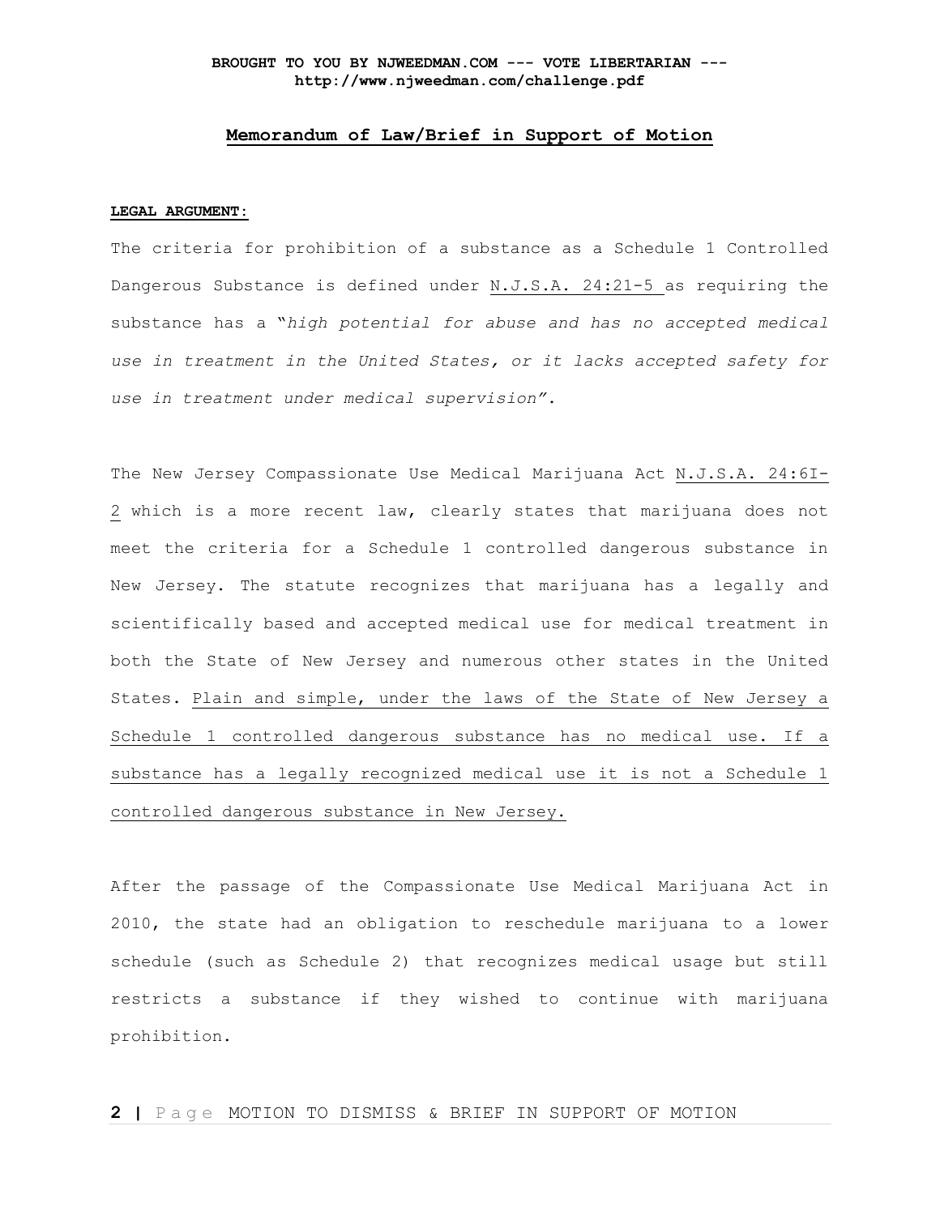BROUGHT TO YOU BY NJWEEDMAN.COM --- VOTE LIBERTARIAN --- http://www.njweedman.com/challenge.pdf

## Memorandum of Law/Brief in Support of Motion

**LEGAL ARGUMENT:**

The criteria for prohibition of a substance as a Schedule 1 Controlled Dangerous Substance is defined under N.J.S.A. 24:21-5 as requiring the substance has a "*high potential for abuse and has no accepted medical use in treatment in the United States, or it lacks accepted safety for use in treatment under medical supervision*".

The New Jersey Compassionate Use Medical Marijuana Act N.J.S.A. 24:6I-2 which is a more recent law, clearly states that marijuana does not meet the criteria for a Schedule 1 controlled dangerous substance in New Jersey. The statute recognizes that marijuana has a legally and scientifically based and accepted medical use for medical treatment in both the State of New Jersey and numerous other states in the United States. Plain and simple, under the laws of the State of New Jersey a Schedule 1 controlled dangerous substance has no medical use. If a substance has a legally recognized medical use it is not a Schedule 1 controlled dangerous substance in New Jersey.

After the passage of the Compassionate Use Medical Marijuana Act in 2010, the state had an obligation to reschedule marijuana to a lower schedule (such as Schedule 2) that recognizes medical usage but still restricts a substance if they wished to continue with marijuana prohibition.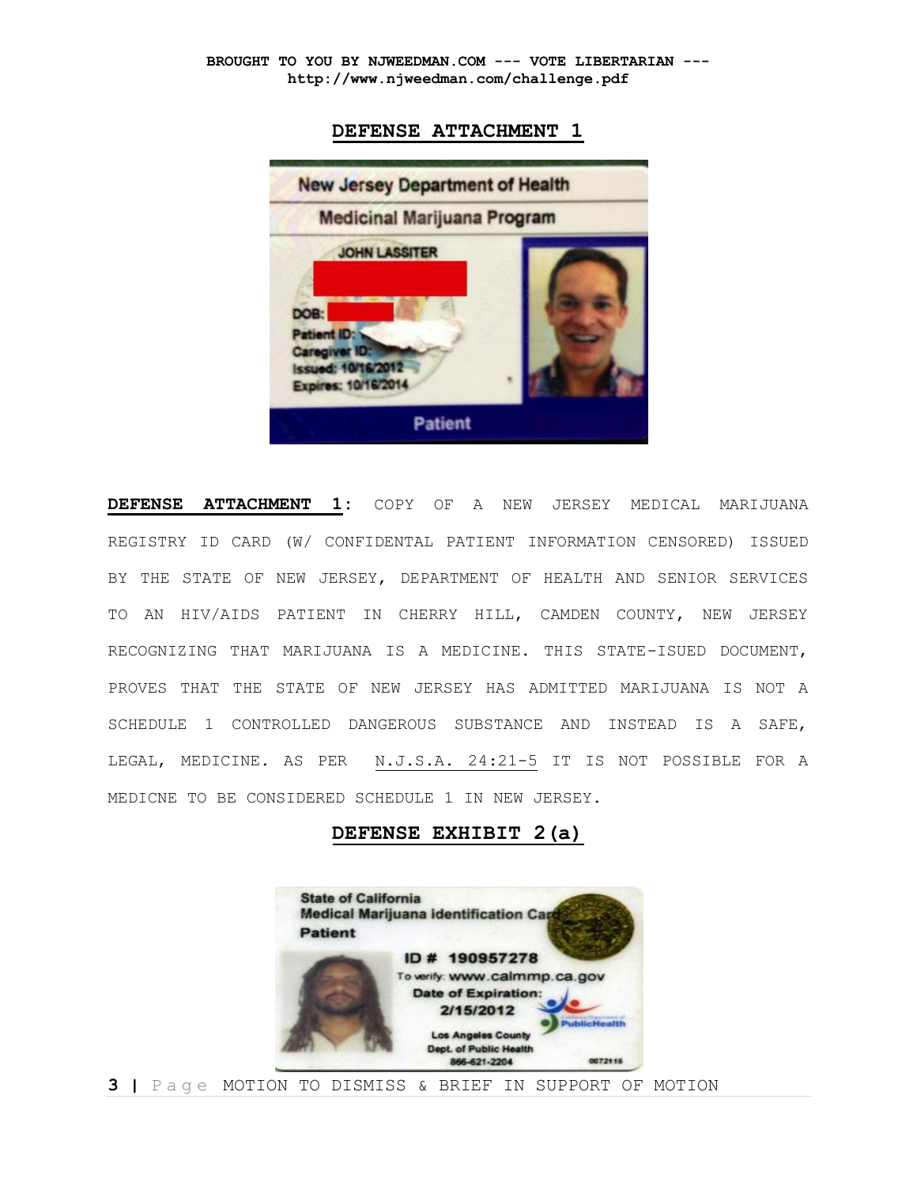BROUGHT TO YOU BY NJWEEDMAN.COM --- VOTE LIBERTARIAN ---
http://www.njweedman.com/challenge.pdf

## DEFENSE ATTACHMENT 1

**DEFENSE ATTACHMENT 1:** COPY OF A NEW JERSEY MEDICAL MARIJUANA REGISTRY ID CARD (W/ CONFIDENTAL PATIENT INFORMATION CENSORED) ISSUED BY THE STATE OF NEW JERSEY, DEPARTMENT OF HEALTH AND SENIOR SERVICES TO AN HIV/AIDS PATIENT IN CHERRY HILL, CAMDEN COUNTY, NEW JERSEY RECOGNIZING THAT MARIJUANA IS A MEDICINE. THIS STATE-ISUED DOCUMENT, PROVES THAT THE STATE OF NEW JERSEY HAS ADMITTED MARIJUANA IS NOT A SCHEDULE 1 CONTROLLED DANGEROUS SUBSTANCE AND INSTEAD IS A SAFE, LEGAL, MEDICINE. AS PER N.J.S.A. 24:21-5 IT IS NOT POSSIBLE FOR A MEDICNE TO BE CONSIDERED SCHEDULE 1 IN NEW JERSEY.

## DEFENSE EXHIBIT 2(a)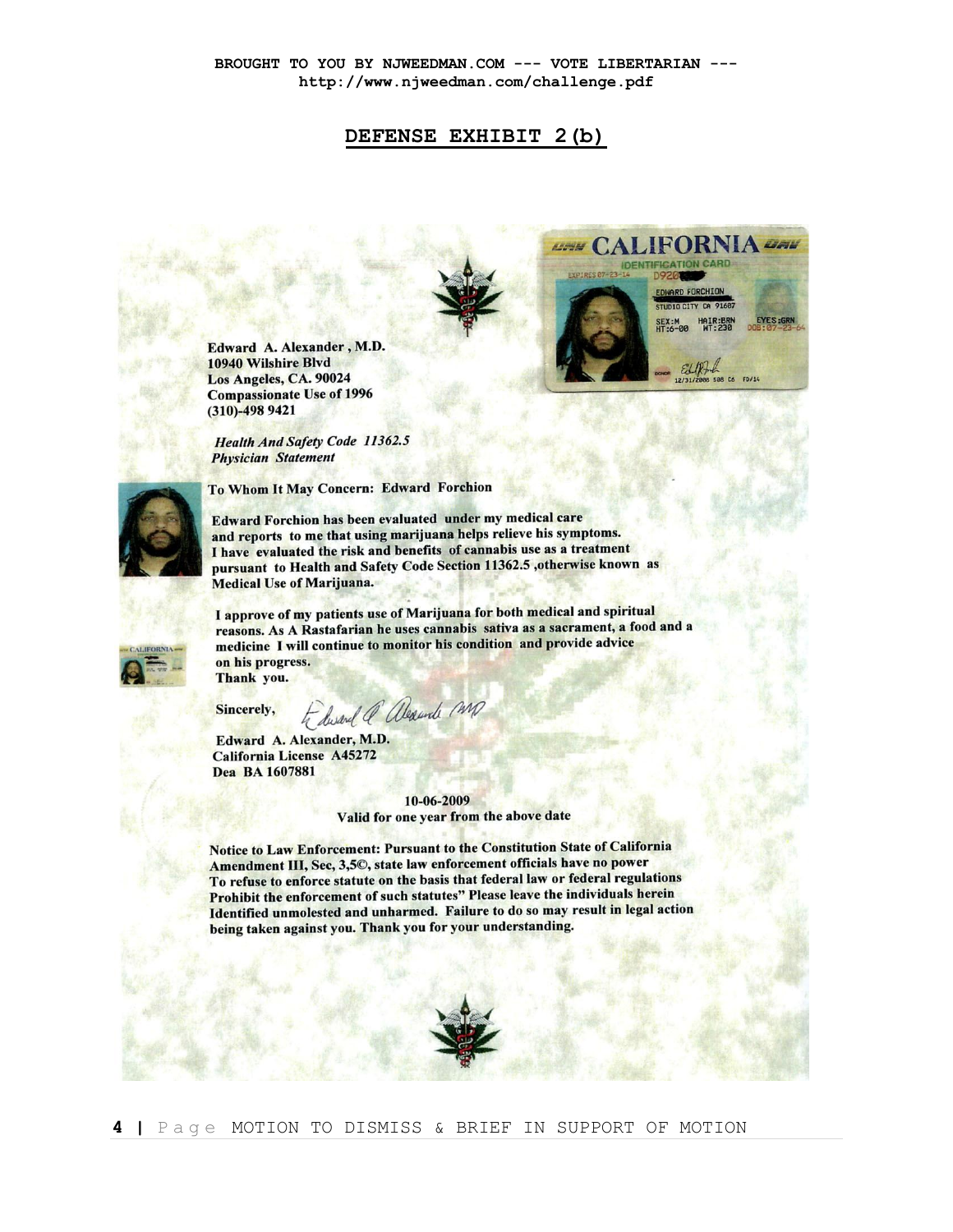BROUGHT TO YOU BY NJWEEDMAN.COM --- VOTE LIBERTARIAN ---
http://www.njweedman.com/challenge.pdf

## DEFENSE EXHIBIT 2(b)

CALIFORNIA
IDENTIFICATION CARD
EXPIRES 07-23-14
EDWARD FORCHION
STUDIO CITY CA 91607
SEX:M HAIR:BRN EYES:GRN
HT:6-00 WT:230 DOB:07-23-64
12/31/2008

**Edward A. Alexander, M.D.**
**10940 Wilshire Blvd**
**Los Angeles, CA. 90024**
**Compassionate Use of 1996**
**(310)-498 9421**

***Health And Safety Code 11362.5***
***Physician Statement***

**To Whom It May Concern: Edward Forchion**

**Edward Forchion has been evaluated under my medical care and reports to me that using marijuana helps relieve his symptoms. I have evaluated the risk and benefits of cannabis use as a treatment pursuant to Health and Safety Code Section 11362.5 ,otherwise known as Medical Use of Marijuana.**

**I approve of my patients use of Marijuana for both medical and spiritual reasons. As A Rastafarian he uses cannabis sativa as a sacrament, a food and a medicine I will continue to monitor his condition and provide advice on his progress.**
**Thank you.**

**Sincerely,**

**Edward A. Alexander, M.D.**
**California License A45272**
**Dea BA 1607881**

**10-06-2009**
**Valid for one year from the above date**

**Notice to Law Enforcement: Pursuant to the Constitution State of California Amendment III, Sec, 3,5©, state law enforcement officials have no power To refuse to enforce statute on the basis that federal law or federal regulations Prohibit the enforcement of such statutes" Please leave the individuals herein Identified unmolested and unharmed. Failure to do so may result in legal action being taken against you. Thank you for your understanding.**

MOTION TO DISMISS & BRIEF IN SUPPORT OF MOTION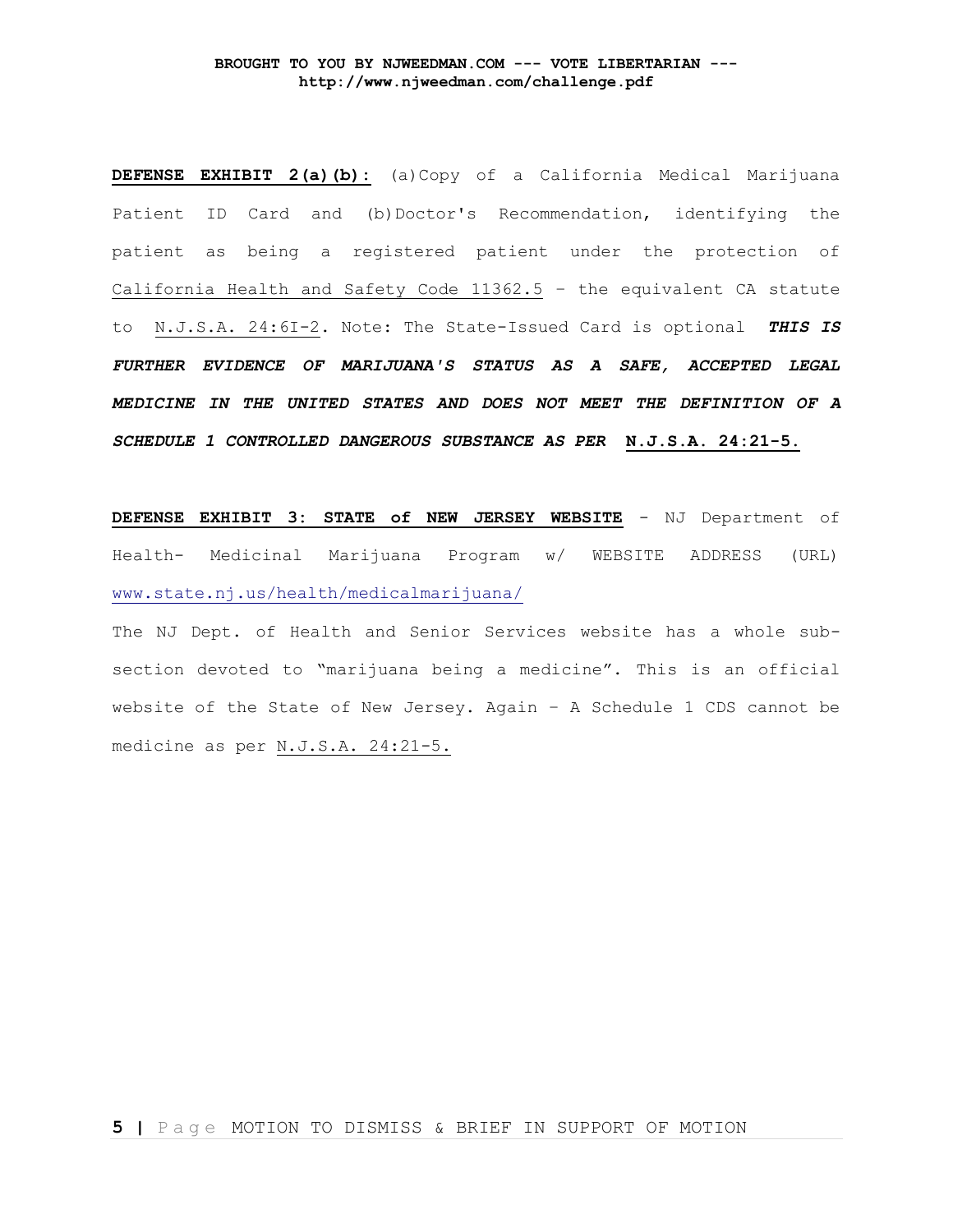**DEFENSE EXHIBIT 2(a)(b):** (a)Copy of a California Medical Marijuana Patient ID Card and (b)Doctor's Recommendation, identifying the patient as being a registered patient under the protection of California Health and Safety Code 11362.5 – the equivalent CA statute to N.J.S.A. 24:6I-2. Note: The State-Issued Card is optional ***THIS IS FURTHER EVIDENCE OF MARIJUANA'S STATUS AS A SAFE, ACCEPTED LEGAL MEDICINE IN THE UNITED STATES AND DOES NOT MEET THE DEFINITION OF A SCHEDULE 1 CONTROLLED DANGEROUS SUBSTANCE AS PER*** **N.J.S.A. 24:21-5.**

**DEFENSE EXHIBIT 3: STATE of NEW JERSEY WEBSITE** - NJ Department of Health- Medicinal Marijuana Program w/ WEBSITE ADDRESS (URL) www.state.nj.us/health/medicalmarijuana/

The NJ Dept. of Health and Senior Services website has a whole sub-section devoted to "marijuana being a medicine". This is an official website of the State of New Jersey. Again – A Schedule 1 CDS cannot be medicine as per N.J.S.A. 24:21-5.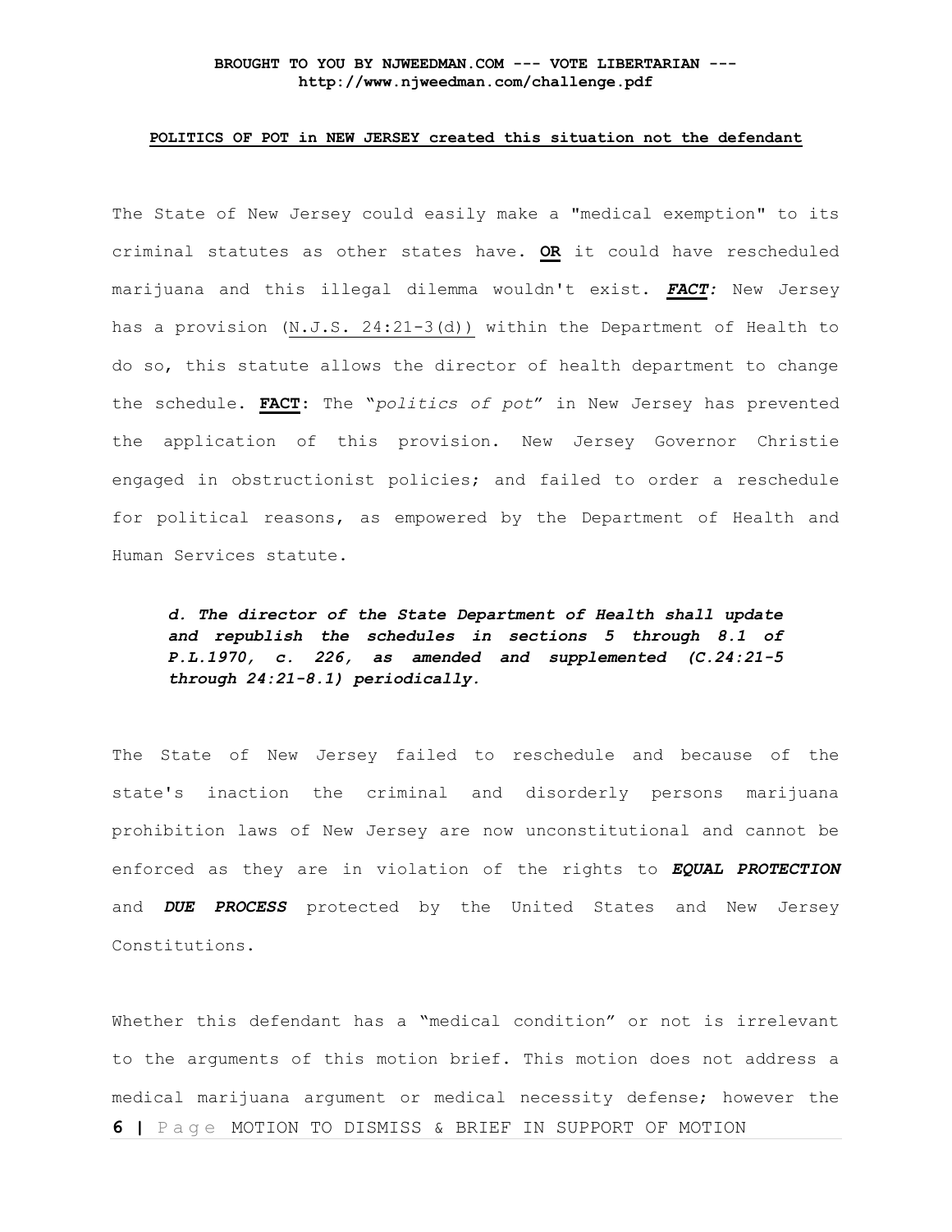**BROUGHT TO YOU BY NJWEEDMAN.COM --- VOTE LIBERTARIAN ---**
**http://www.njweedman.com/challenge.pdf**

**POLITICS OF POT in NEW JERSEY created this situation not the defendant**

The State of New Jersey could easily make a "medical exemption" to its criminal statutes as other states have. **OR** it could have rescheduled marijuana and this illegal dilemma wouldn't exist. ***FACT:*** New Jersey has a provision (N.J.S. 24:21-3(d)) within the Department of Health to do so, this statute allows the director of health department to change the schedule. **FACT**: The "*politics of pot*" in New Jersey has prevented the application of this provision. New Jersey Governor Christie engaged in obstructionist policies; and failed to order a reschedule for political reasons, as empowered by the Department of Health and Human Services statute.

> ***d. The director of the State Department of Health shall update and republish the schedules in sections 5 through 8.1 of P.L.1970, c. 226, as amended and supplemented (C.24:21-5 through 24:21-8.1) periodically.***

The State of New Jersey failed to reschedule and because of the state's inaction the criminal and disorderly persons marijuana prohibition laws of New Jersey are now unconstitutional and cannot be enforced as they are in violation of the rights to ***EQUAL PROTECTION*** and ***DUE PROCESS*** protected by the United States and New Jersey Constitutions.

Whether this defendant has a "medical condition" or not is irrelevant to the arguments of this motion brief. This motion does not address a medical marijuana argument or medical necessity defense; however the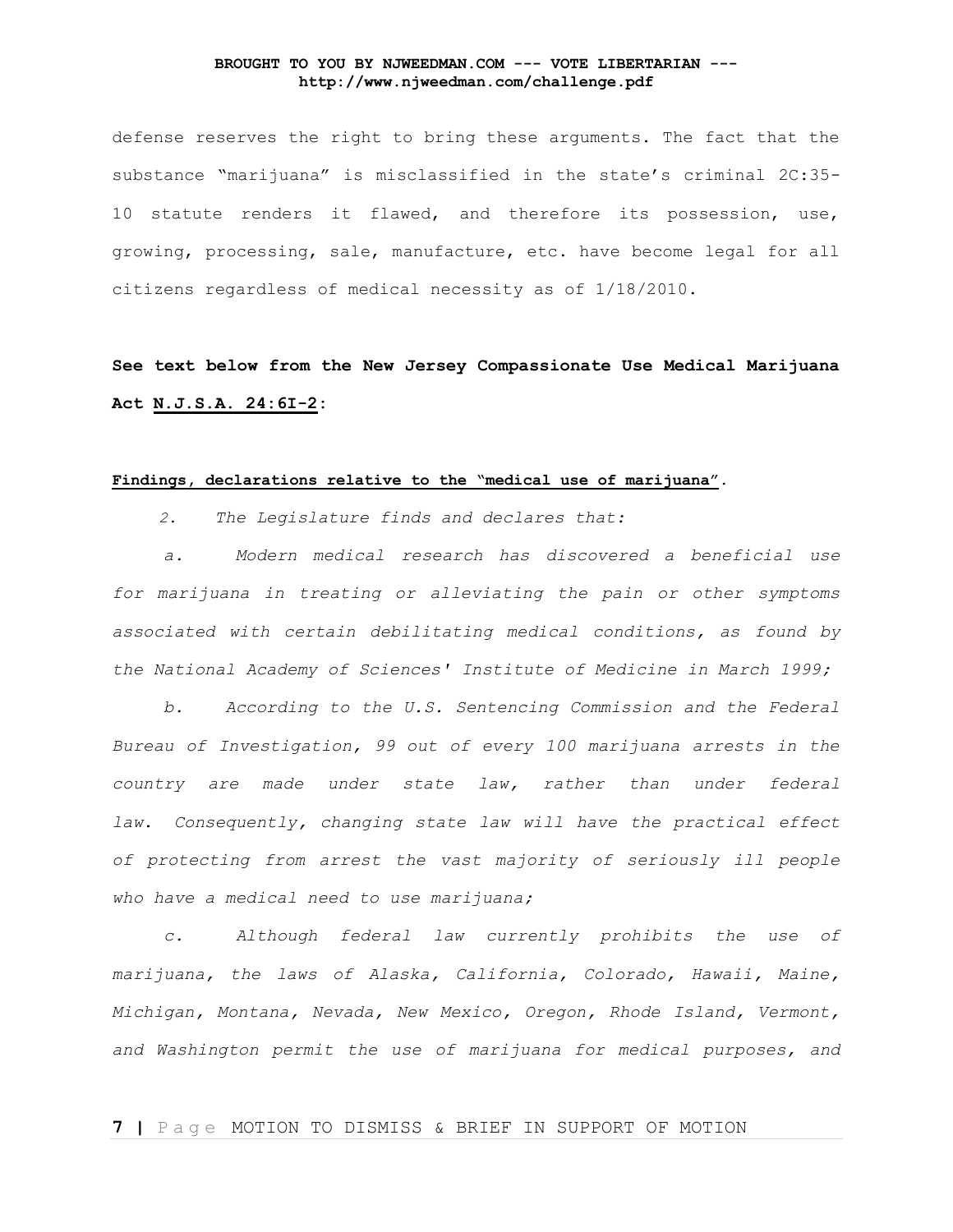defense reserves the right to bring these arguments. The fact that the substance "marijuana" is misclassified in the state's criminal 2C:35-10 statute renders it flawed, and therefore its possession, use, growing, processing, sale, manufacture, etc. have become legal for all citizens regardless of medical necessity as of 1/18/2010.

**See text below from the New Jersey Compassionate Use Medical Marijuana Act N.J.S.A. 24:6I-2:**

**Findings, declarations relative to the "medical use of marijuana".**

*2. The Legislature finds and declares that:*

*a. Modern medical research has discovered a beneficial use for marijuana in treating or alleviating the pain or other symptoms associated with certain debilitating medical conditions, as found by the National Academy of Sciences' Institute of Medicine in March 1999;*

*b. According to the U.S. Sentencing Commission and the Federal Bureau of Investigation, 99 out of every 100 marijuana arrests in the country are made under state law, rather than under federal law. Consequently, changing state law will have the practical effect of protecting from arrest the vast majority of seriously ill people who have a medical need to use marijuana;*

*c. Although federal law currently prohibits the use of marijuana, the laws of Alaska, California, Colorado, Hawaii, Maine, Michigan, Montana, Nevada, New Mexico, Oregon, Rhode Island, Vermont, and Washington permit the use of marijuana for medical purposes, and*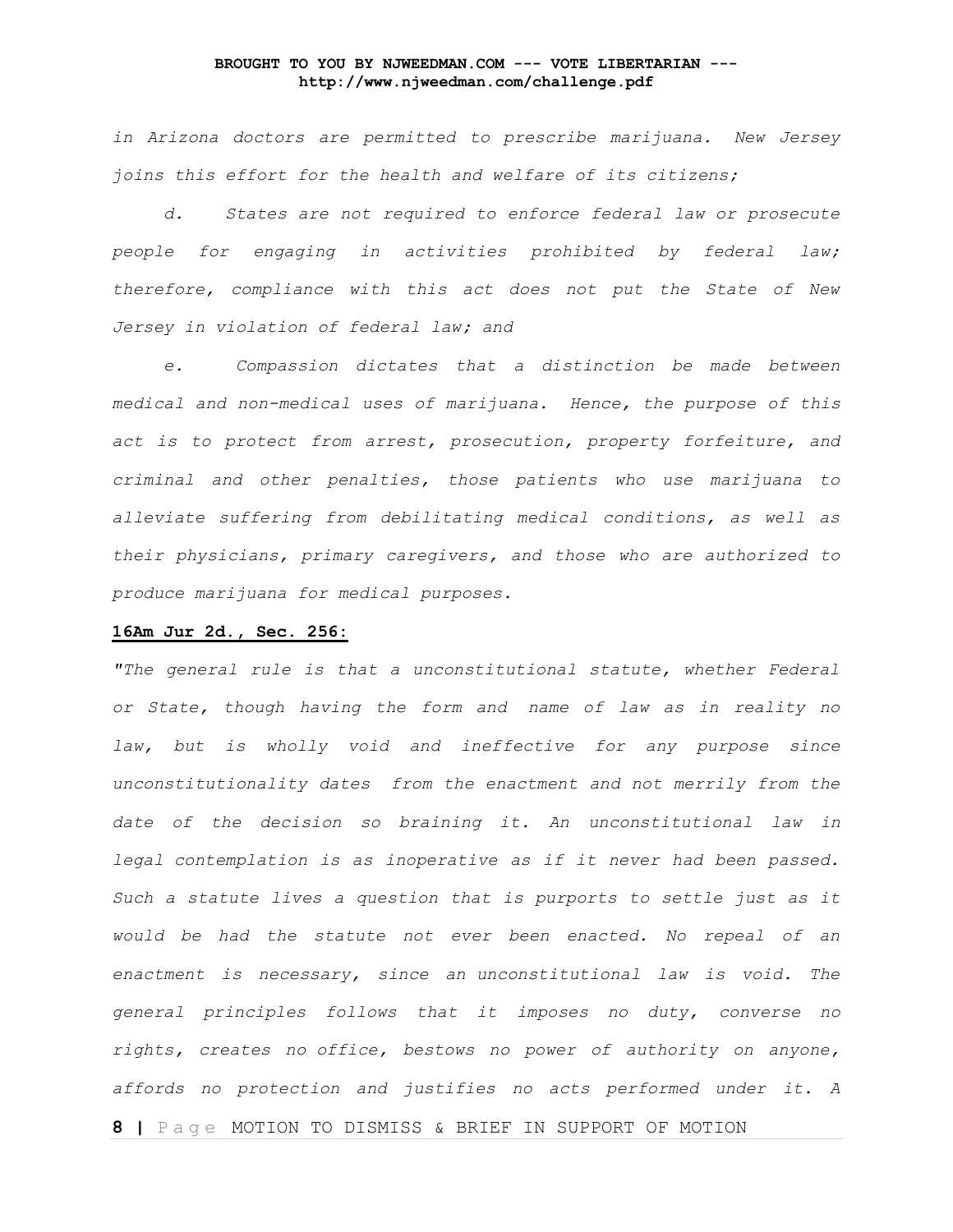*in Arizona doctors are permitted to prescribe marijuana. New Jersey joins this effort for the health and welfare of its citizens;*

*d. States are not required to enforce federal law or prosecute people for engaging in activities prohibited by federal law; therefore, compliance with this act does not put the State of New Jersey in violation of federal law; and*

*e. Compassion dictates that a distinction be made between medical and non-medical uses of marijuana. Hence, the purpose of this act is to protect from arrest, prosecution, property forfeiture, and criminal and other penalties, those patients who use marijuana to alleviate suffering from debilitating medical conditions, as well as their physicians, primary caregivers, and those who are authorized to produce marijuana for medical purposes.*

**16Am Jur 2d., Sec. 256:**

*"The general rule is that a unconstitutional statute, whether Federal or State, though having the form and name of law as in reality no law, but is wholly void and ineffective for any purpose since unconstitutionality dates from the enactment and not merrily from the date of the decision so braining it. An unconstitutional law in legal contemplation is as inoperative as if it never had been passed. Such a statute lives a question that is purports to settle just as it would be had the statute not ever been enacted. No repeal of an enactment is necessary, since an unconstitutional law is void. The general principles follows that it imposes no duty, converse no rights, creates no office, bestows no power of authority on anyone, affords no protection and justifies no acts performed under it. A*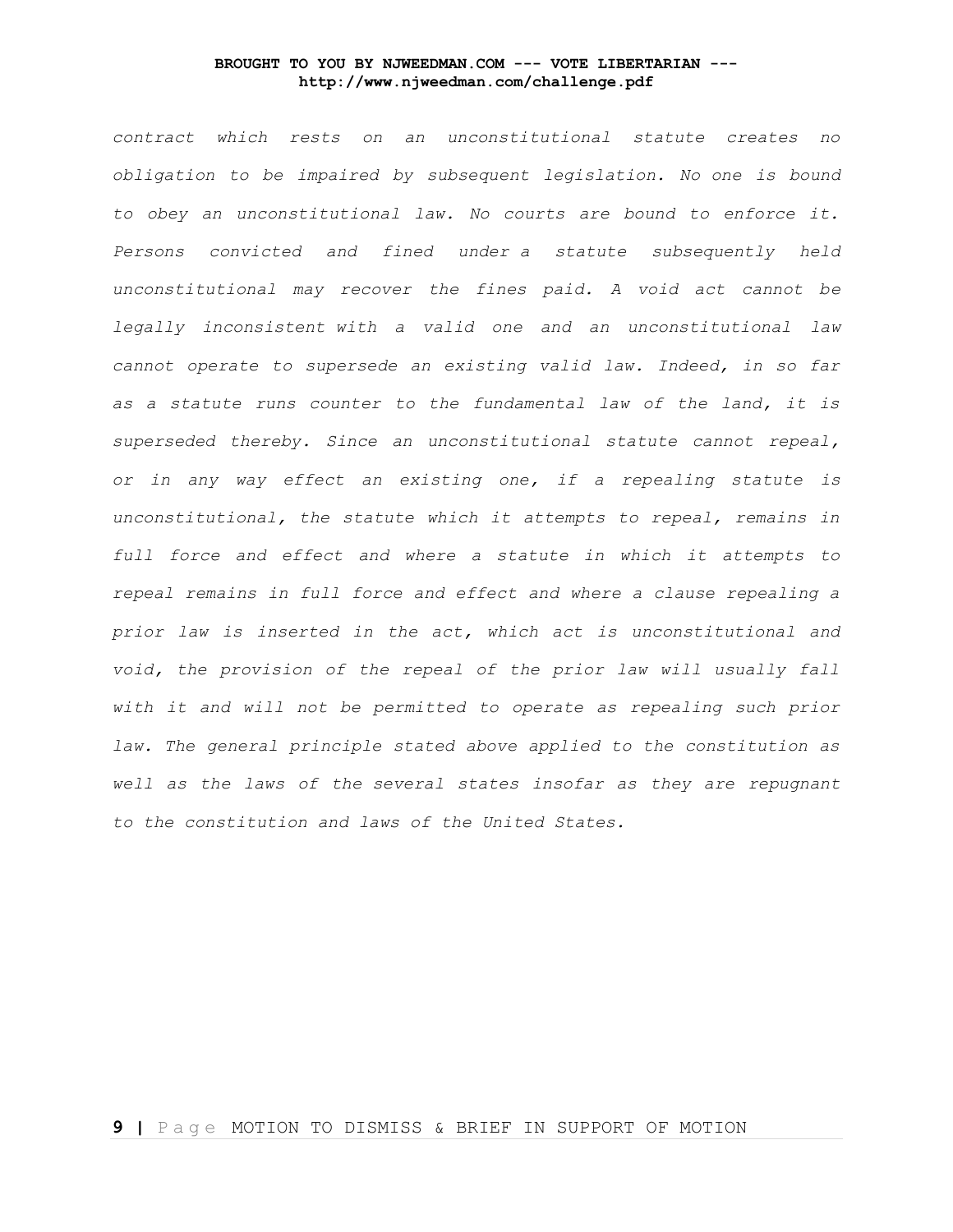*contract which rests on an unconstitutional statute creates no obligation to be impaired by subsequent legislation. No one is bound to obey an unconstitutional law. No courts are bound to enforce it. Persons convicted and fined under a statute subsequently held unconstitutional may recover the fines paid. A void act cannot be legally inconsistent with a valid one and an unconstitutional law cannot operate to supersede an existing valid law. Indeed, in so far as a statute runs counter to the fundamental law of the land, it is superseded thereby. Since an unconstitutional statute cannot repeal, or in any way effect an existing one, if a repealing statute is unconstitutional, the statute which it attempts to repeal, remains in full force and effect and where a statute in which it attempts to repeal remains in full force and effect and where a clause repealing a prior law is inserted in the act, which act is unconstitutional and void, the provision of the repeal of the prior law will usually fall with it and will not be permitted to operate as repealing such prior law. The general principle stated above applied to the constitution as well as the laws of the several states insofar as they are repugnant to the constitution and laws of the United States.*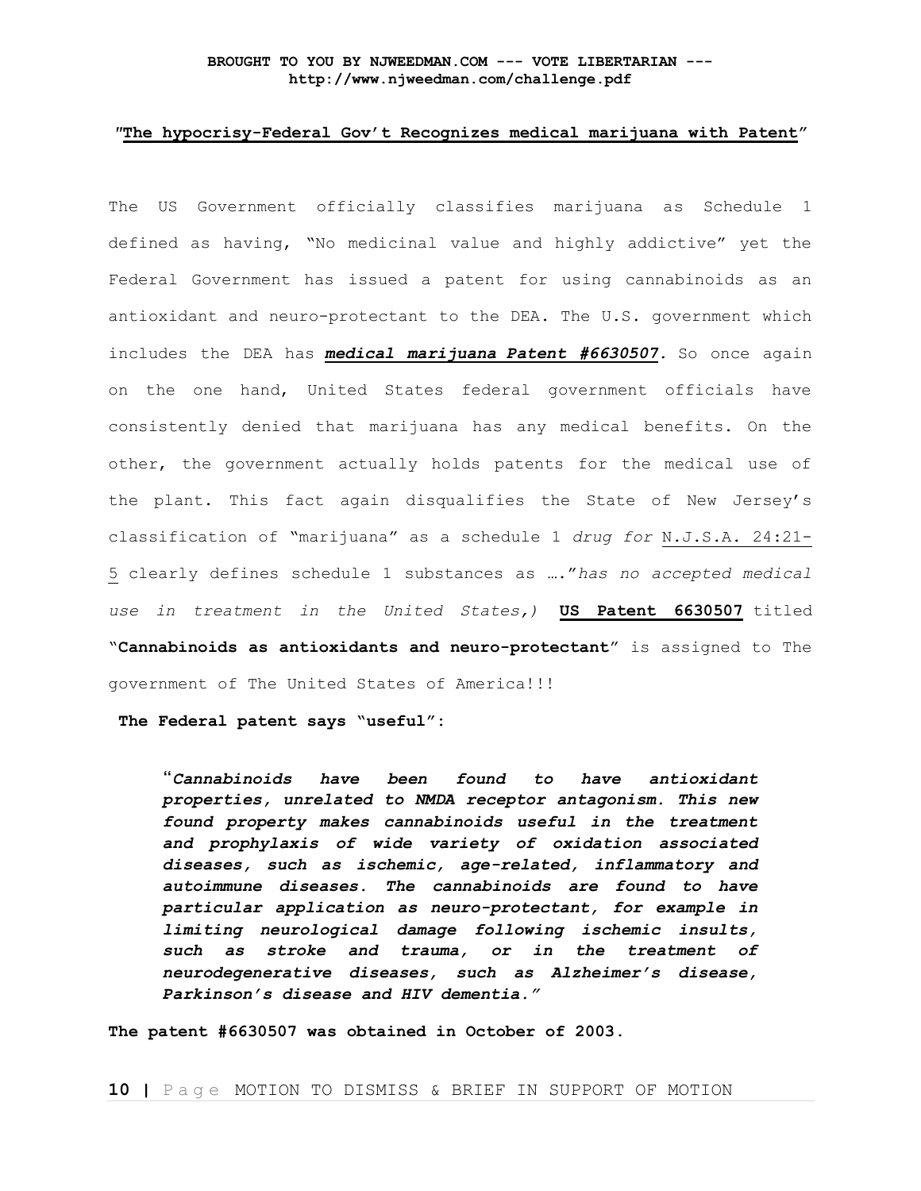"**The hypocrisy-Federal Gov't Recognizes medical marijuana with Patent**"

The US Government officially classifies marijuana as Schedule 1 defined as having, "No medicinal value and highly addictive" yet the Federal Government has issued a patent for using cannabinoids as an antioxidant and neuro-protectant to the DEA. The U.S. government which includes the DEA has ***medical marijuana Patent #6630507***. So once again on the one hand, United States federal government officials have consistently denied that marijuana has any medical benefits. On the other, the government actually holds patents for the medical use of the plant. This fact again disqualifies the State of New Jersey's classification of "marijuana" as a schedule 1 *drug for* N.J.S.A. 24:21-5 clearly defines schedule 1 substances as …."*has no accepted medical use in treatment in the United States,)* **US Patent 6630507** titled "**Cannabinoids as antioxidants and neuro-protectant**" is assigned to The government of The United States of America!!!

**The Federal patent says "useful":**

> "***Cannabinoids have been found to have antioxidant properties, unrelated to NMDA receptor antagonism. This new found property makes cannabinoids useful in the treatment and prophylaxis of wide variety of oxidation associated diseases, such as ischemic, age-related, inflammatory and autoimmune diseases. The cannabinoids are found to have particular application as neuro-protectant, for example in limiting neurological damage following ischemic insults, such as stroke and trauma, or in the treatment of neurodegenerative diseases, such as Alzheimer's disease, Parkinson's disease and HIV dementia."***

**The patent #6630507 was obtained in October of 2003.**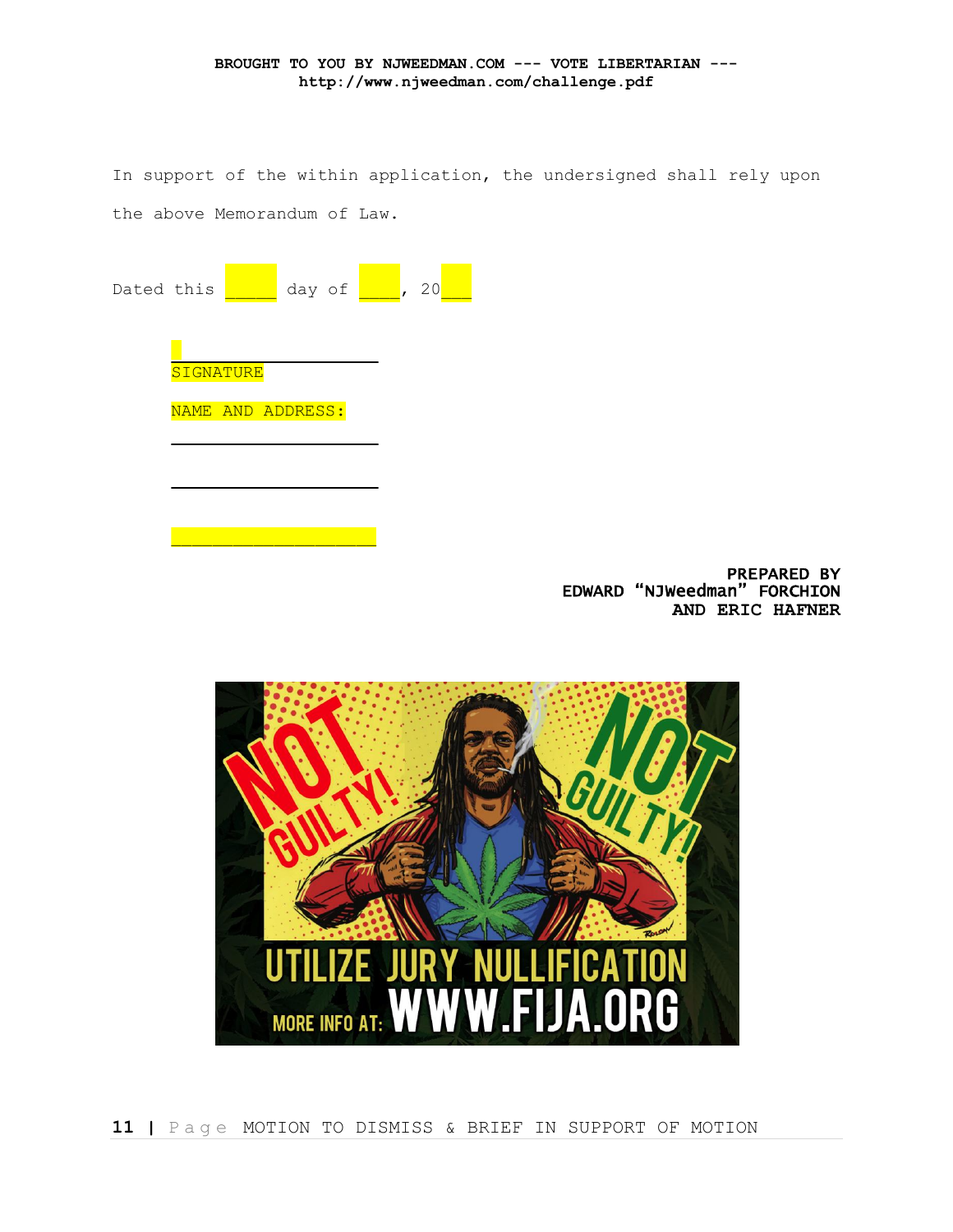In support of the within application, the undersigned shall rely upon the above Memorandum of Law.

Dated this _____ day of ____, 20___

_______________________

SIGNATURE

NAME AND ADDRESS:

_______________________

_______________________

_______________________

**PREPARED BY**
**EDWARD "NJWeedman" FORCHION**
**AND ERIC HAFNER**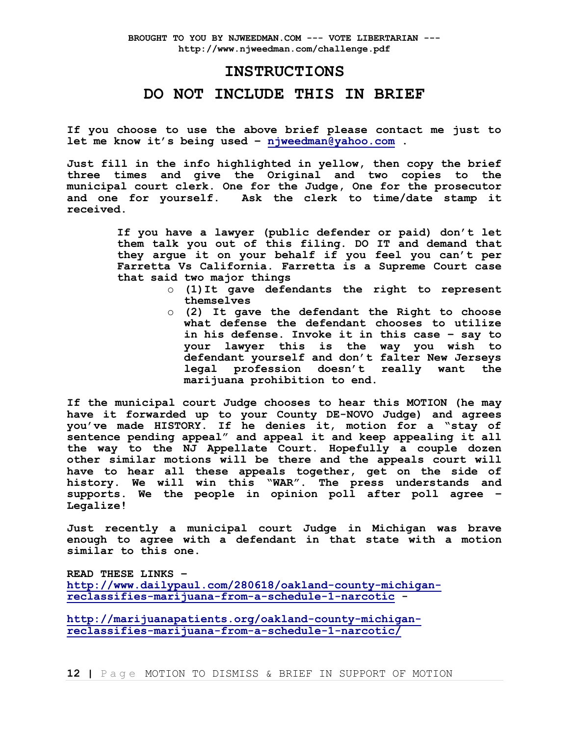BROUGHT TO YOU BY NJWEEDMAN.COM --- VOTE LIBERTARIAN --- http://www.njweedman.com/challenge.pdf

# INSTRUCTIONS

# DO NOT INCLUDE THIS IN BRIEF

**If you choose to use the above brief please contact me just to let me know it's being used – njweedman@yahoo.com .**

**Just fill in the info highlighted in yellow, then copy the brief three times and give the Original and two copies to the municipal court clerk. One for the Judge, One for the prosecutor and one for yourself. Ask the clerk to time/date stamp it received.**

> **If you have a lawyer (public defender or paid) don't let them talk you out of this filing. DO IT and demand that they argue it on your behalf if you feel you can't per Farretta Vs California. Farretta is a Supreme Court case that said two major things**
>
> - **(1) It gave defendants the right to represent themselves**
> - **(2) It gave the defendant the Right to choose what defense the defendant chooses to utilize in his defense. Invoke it in this case – say to your lawyer this is the way you wish to defendant yourself and don't falter New Jerseys legal profession doesn't really want the marijuana prohibition to end.**

**If the municipal court Judge chooses to hear this MOTION (he may have it forwarded up to your County DE-NOVO Judge) and agrees you've made HISTORY. If he denies it, motion for a "stay of sentence pending appeal" and appeal it and keep appealing it all the way to the NJ Appellate Court. Hopefully a couple dozen other similar motions will be there and the appeals court will have to hear all these appeals together, get on the side of history. We will win this "WAR". The press understands and supports. We the people in opinion poll after poll agree – Legalize!**

**Just recently a municipal court Judge in Michigan was brave enough to agree with a defendant in that state with a motion similar to this one.**

**READ THESE LINKS –**
**http://www.dailypaul.com/280618/oakland-county-michigan-reclassifies-marijuana-from-a-schedule-1-narcotic -**

**http://marijuanapatients.org/oakland-county-michigan-reclassifies-marijuana-from-a-schedule-1-narcotic/**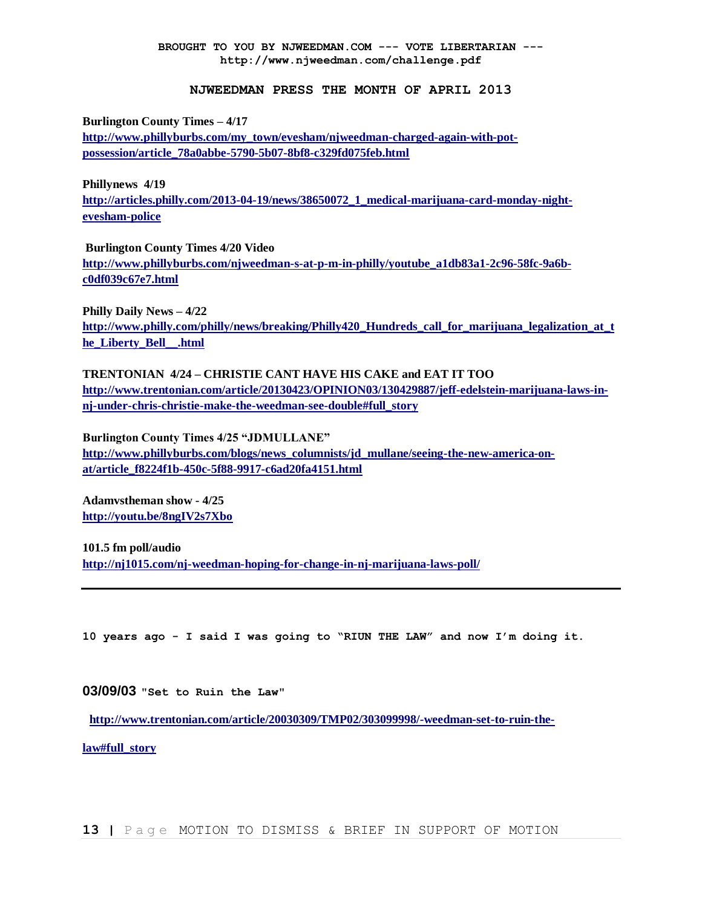**BROUGHT TO YOU BY NJWEEDMAN.COM --- VOTE LIBERTARIAN --- http://www.njweedman.com/challenge.pdf**

## NJWEEDMAN PRESS THE MONTH OF APRIL 2013

**Burlington County Times – 4/17**
http://www.phillyburbs.com/my_town/evesham/njweedman-charged-again-with-pot-possession/article_78a0abbe-5790-5b07-8bf8-c329fd075feb.html

**Phillynews 4/19**
http://articles.philly.com/2013-04-19/news/38650072_1_medical-marijuana-card-monday-night-evesham-police

**Burlington County Times 4/20 Video**
http://www.phillyburbs.com/njweedman-s-at-p-m-in-philly/youtube_a1db83a1-2c96-58fc-9a6b-c0df039c67e7.html

**Philly Daily News – 4/22**
http://www.philly.com/philly/news/breaking/Philly420_Hundreds_call_for_marijuana_legalization_at_the_Liberty_Bell__.html

**TRENTONIAN 4/24 – CHRISTIE CANT HAVE HIS CAKE and EAT IT TOO**
http://www.trentonian.com/article/20130423/OPINION03/130429887/jeff-edelstein-marijuana-laws-in-nj-under-chris-christie-make-the-weedman-see-double#full_story

**Burlington County Times 4/25 "JDMULLANE"**
http://www.phillyburbs.com/blogs/news_columnists/jd_mullane/seeing-the-new-america-on-at/article_f8224f1b-450c-5f88-9917-c6ad20fa4151.html

**Adamvstheman show - 4/25**
http://youtu.be/8ngIV2s7Xbo

**101.5 fm poll/audio**
http://nj1015.com/nj-weedman-hoping-for-change-in-nj-marijuana-laws-poll/

---

**10 years ago - I said I was going to "RIUN THE LAW" and now I'm doing it.**

**03/09/03 "Set to Ruin the Law"**

http://www.trentonian.com/article/20030309/TMP02/303099998/-weedman-set-to-ruin-the-law#full_story